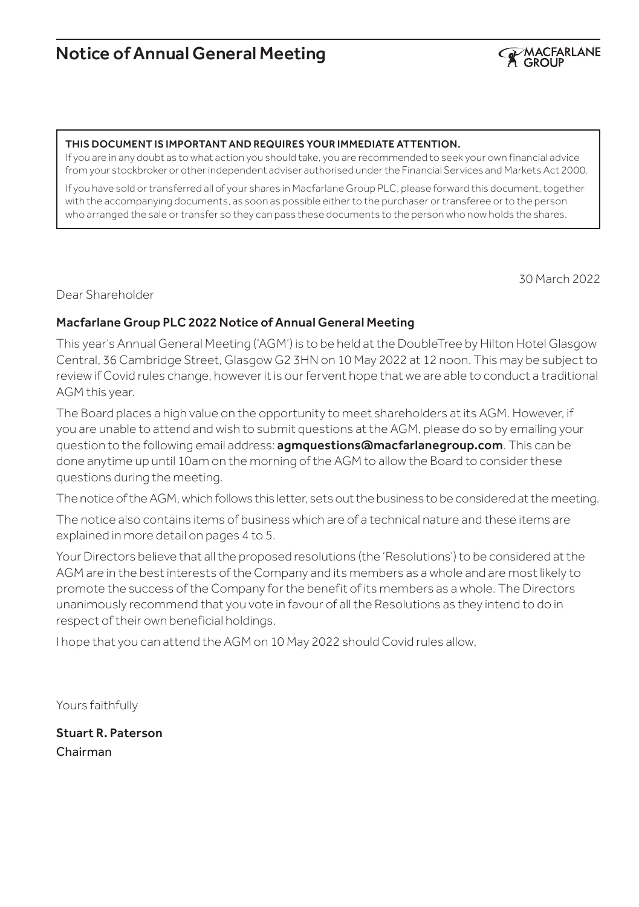# Notice of Annual General Meeting

**THIS DOCUMENT IS IMPORTANT AND REQUIRES YOUR IMMEDIATE ATTENTION.**

If you are in any doubt as to what action you should take, you are recommended to seek your own financial advice from your stockbroker or other independent adviser authorised under the Financial Services and Markets Act 2000.

If you have sold or transferred all of your shares in Macfarlane Group PLC, please forward this document, together with the accompanying documents, as soon as possible either to the purchaser or transferee or to the person who arranged the sale or transfer so they can pass these documents to the person who now holds the shares.

30 March 2022

Dear Shareholder

## Macfarlane Group PLC 2022 Notice of Annual General Meeting

This year's Annual General Meeting ('AGM') is to be held at the DoubleTree by Hilton Hotel Glasgow Central, 36 Cambridge Street, Glasgow G2 3HN on 10 May 2022 at 12 noon. This may be subject to review if Covid rules change, however it is our fervent hope that we are able to conduct a traditional AGM this year.

The Board places a high value on the opportunity to meet shareholders at its AGM. However, if you are unable to attend and wish to submit questions at the AGM, please do so by emailing your question to the following email address: **agmquestions@macfarlanegroup.com**. This can be done anytime up until 10am on the morning of the AGM to allow the Board to consider these questions during the meeting.

The notice of the AGM, which follows this letter, sets out the business to be considered at the meeting.

The notice also contains items of business which are of a technical nature and these items are explained in more detail on pages 4 to 5.

Your Directors believe that all the proposed resolutions (the 'Resolutions') to be considered at the AGM are in the best interests of the Company and its members as a whole and are most likely to promote the success of the Company for the benefit of its members as a whole. The Directors unanimously recommend that you vote in favour of all the Resolutions as they intend to do in respect of their own beneficial holdings.

I hope that you can attend the AGM on 10 May 2022 should Covid rules allow.

Yours faithfully

**Stuart R. Paterson**
Chairman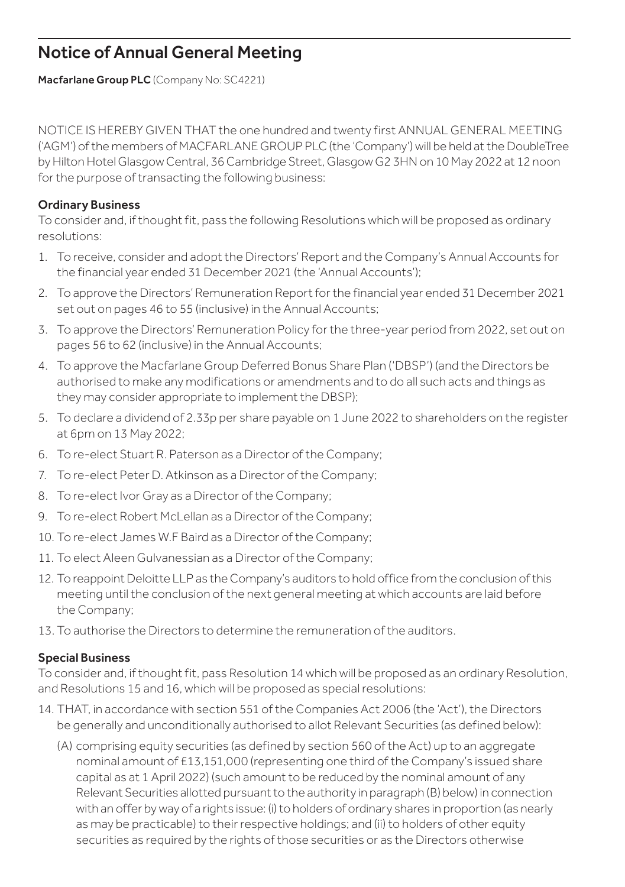# Notice of Annual General Meeting

**Macfarlane Group PLC** (Company No: SC4221)

NOTICE IS HEREBY GIVEN THAT the one hundred and twenty first ANNUAL GENERAL MEETING ('AGM') of the members of MACFARLANE GROUP PLC (the 'Company') will be held at the DoubleTree by Hilton Hotel Glasgow Central, 36 Cambridge Street, Glasgow G2 3HN on 10 May 2022 at 12 noon for the purpose of transacting the following business:

### Ordinary Business

To consider and, if thought fit, pass the following Resolutions which will be proposed as ordinary resolutions:

1. To receive, consider and adopt the Directors' Report and the Company's Annual Accounts for the financial year ended 31 December 2021 (the 'Annual Accounts');
2. To approve the Directors' Remuneration Report for the financial year ended 31 December 2021 set out on pages 46 to 55 (inclusive) in the Annual Accounts;
3. To approve the Directors' Remuneration Policy for the three-year period from 2022, set out on pages 56 to 62 (inclusive) in the Annual Accounts;
4. To approve the Macfarlane Group Deferred Bonus Share Plan ('DBSP') (and the Directors be authorised to make any modifications or amendments and to do all such acts and things as they may consider appropriate to implement the DBSP);
5. To declare a dividend of 2.33p per share payable on 1 June 2022 to shareholders on the register at 6pm on 13 May 2022;
6. To re-elect Stuart R. Paterson as a Director of the Company;
7. To re-elect Peter D. Atkinson as a Director of the Company;
8. To re-elect Ivor Gray as a Director of the Company;
9. To re-elect Robert McLellan as a Director of the Company;
10. To re-elect James W.F Baird as a Director of the Company;
11. To elect Aleen Gulvanessian as a Director of the Company;
12. To reappoint Deloitte LLP as the Company's auditors to hold office from the conclusion of this meeting until the conclusion of the next general meeting at which accounts are laid before the Company;
13. To authorise the Directors to determine the remuneration of the auditors.

### Special Business

To consider and, if thought fit, pass Resolution 14 which will be proposed as an ordinary Resolution, and Resolutions 15 and 16, which will be proposed as special resolutions:

14. THAT, in accordance with section 551 of the Companies Act 2006 (the 'Act'), the Directors be generally and unconditionally authorised to allot Relevant Securities (as defined below):

    (A) comprising equity securities (as defined by section 560 of the Act) up to an aggregate nominal amount of £13,151,000 (representing one third of the Company's issued share capital as at 1 April 2022) (such amount to be reduced by the nominal amount of any Relevant Securities allotted pursuant to the authority in paragraph (B) below) in connection with an offer by way of a rights issue: (i) to holders of ordinary shares in proportion (as nearly as may be practicable) to their respective holdings; and (ii) to holders of other equity securities as required by the rights of those securities or as the Directors otherwise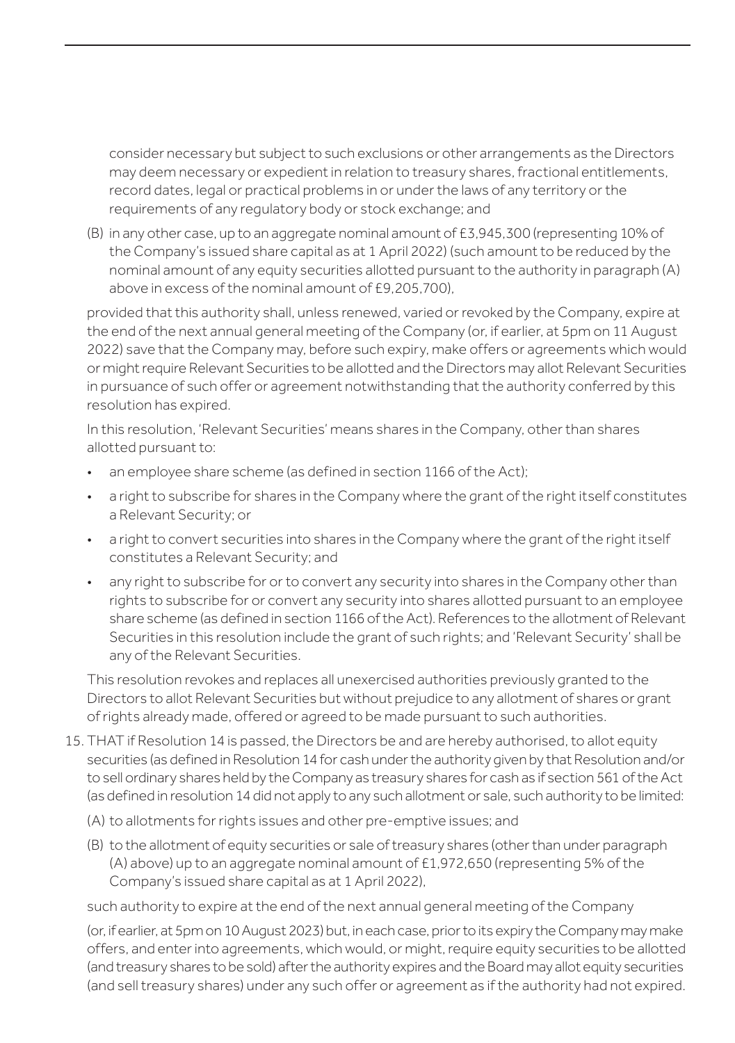consider necessary but subject to such exclusions or other arrangements as the Directors may deem necessary or expedient in relation to treasury shares, fractional entitlements, record dates, legal or practical problems in or under the laws of any territory or the requirements of any regulatory body or stock exchange; and

(B) in any other case, up to an aggregate nominal amount of £3,945,300 (representing 10% of the Company's issued share capital as at 1 April 2022) (such amount to be reduced by the nominal amount of any equity securities allotted pursuant to the authority in paragraph (A) above in excess of the nominal amount of £9,205,700),

provided that this authority shall, unless renewed, varied or revoked by the Company, expire at the end of the next annual general meeting of the Company (or, if earlier, at 5pm on 11 August 2022) save that the Company may, before such expiry, make offers or agreements which would or might require Relevant Securities to be allotted and the Directors may allot Relevant Securities in pursuance of such offer or agreement notwithstanding that the authority conferred by this resolution has expired.

In this resolution, 'Relevant Securities' means shares in the Company, other than shares allotted pursuant to:

- an employee share scheme (as defined in section 1166 of the Act);
- a right to subscribe for shares in the Company where the grant of the right itself constitutes a Relevant Security; or
- a right to convert securities into shares in the Company where the grant of the right itself constitutes a Relevant Security; and
- any right to subscribe for or to convert any security into shares in the Company other than rights to subscribe for or convert any security into shares allotted pursuant to an employee share scheme (as defined in section 1166 of the Act). References to the allotment of Relevant Securities in this resolution include the grant of such rights; and 'Relevant Security' shall be any of the Relevant Securities.

This resolution revokes and replaces all unexercised authorities previously granted to the Directors to allot Relevant Securities but without prejudice to any allotment of shares or grant of rights already made, offered or agreed to be made pursuant to such authorities.

15. THAT if Resolution 14 is passed, the Directors be and are hereby authorised, to allot equity securities (as defined in Resolution 14 for cash under the authority given by that Resolution and/or to sell ordinary shares held by the Company as treasury shares for cash as if section 561 of the Act (as defined in resolution 14 did not apply to any such allotment or sale, such authority to be limited:

    (A) to allotments for rights issues and other pre-emptive issues; and

    (B) to the allotment of equity securities or sale of treasury shares (other than under paragraph (A) above) up to an aggregate nominal amount of £1,972,650 (representing 5% of the Company's issued share capital as at 1 April 2022),

    such authority to expire at the end of the next annual general meeting of the Company

    (or, if earlier, at 5pm on 10 August 2023) but, in each case, prior to its expiry the Company may make offers, and enter into agreements, which would, or might, require equity securities to be allotted (and treasury shares to be sold) after the authority expires and the Board may allot equity securities (and sell treasury shares) under any such offer or agreement as if the authority had not expired.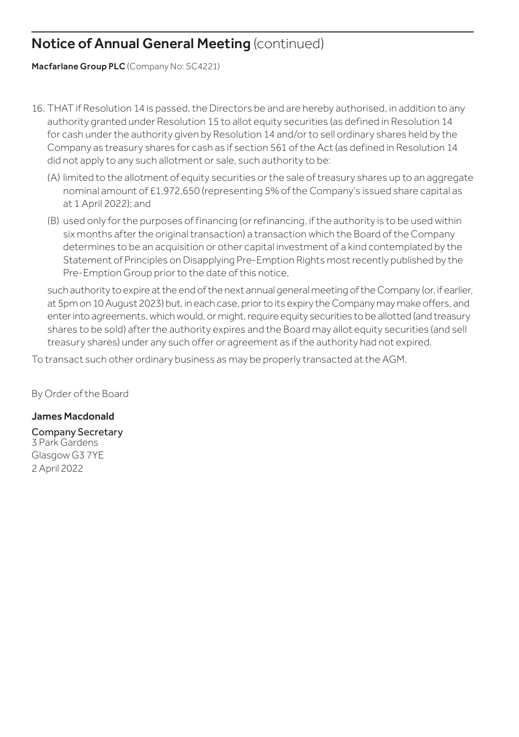# Notice of Annual General Meeting (continued)

**Macfarlane Group PLC** (Company No: SC4221)

16. THAT if Resolution 14 is passed, the Directors be and are hereby authorised, in addition to any authority granted under Resolution 15 to allot equity securities (as defined in Resolution 14 for cash under the authority given by Resolution 14 and/or to sell ordinary shares held by the Company as treasury shares for cash as if section 561 of the Act (as defined in Resolution 14 did not apply to any such allotment or sale, such authority to be:

    (A) limited to the allotment of equity securities or the sale of treasury shares up to an aggregate nominal amount of £1,972,650 (representing 5% of the Company's issued share capital as at 1 April 2022); and

    (B) used only for the purposes of financing (or refinancing, if the authority is to be used within six months after the original transaction) a transaction which the Board of the Company determines to be an acquisition or other capital investment of a kind contemplated by the Statement of Principles on Disapplying Pre-Emption Rights most recently published by the Pre-Emption Group prior to the date of this notice,

    such authority to expire at the end of the next annual general meeting of the Company (or, if earlier, at 5pm on 10 August 2023) but, in each case, prior to its expiry the Company may make offers, and enter into agreements, which would, or might, require equity securities to be allotted (and treasury shares to be sold) after the authority expires and the Board may allot equity securities (and sell treasury shares) under any such offer or agreement as if the authority had not expired.

To transact such other ordinary business as may be properly transacted at the AGM.

By Order of the Board

**James Macdonald**

Company Secretary
3 Park Gardens
Glasgow G3 7YE
2 April 2022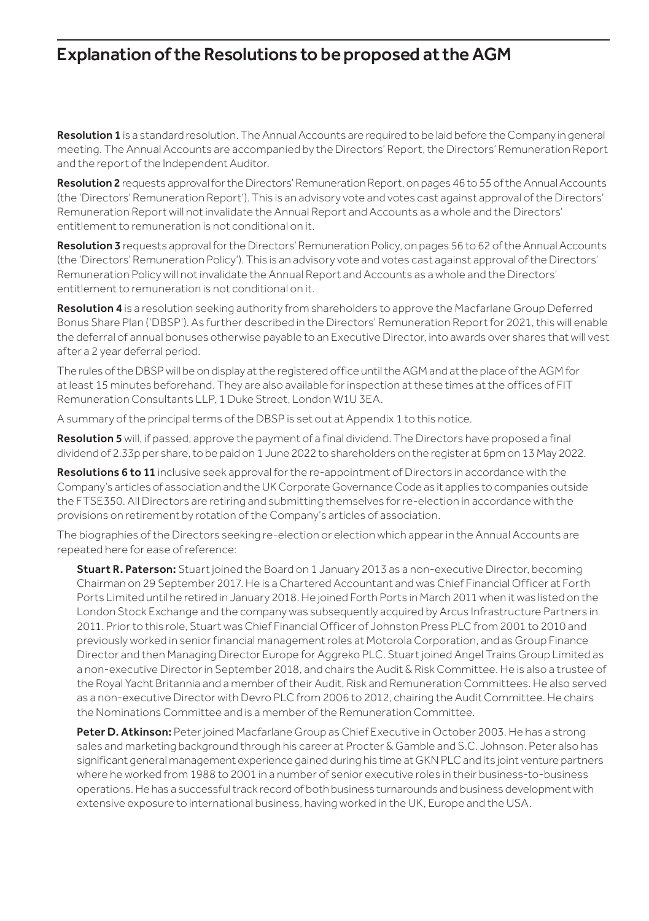# Explanation of the Resolutions to be proposed at the AGM

**Resolution 1** is a standard resolution. The Annual Accounts are required to be laid before the Company in general meeting. The Annual Accounts are accompanied by the Directors' Report, the Directors' Remuneration Report and the report of the Independent Auditor.

**Resolution 2** requests approval for the Directors' Remuneration Report, on pages 46 to 55 of the Annual Accounts (the 'Directors' Remuneration Report'). This is an advisory vote and votes cast against approval of the Directors' Remuneration Report will not invalidate the Annual Report and Accounts as a whole and the Directors' entitlement to remuneration is not conditional on it.

**Resolution 3** requests approval for the Directors' Remuneration Policy, on pages 56 to 62 of the Annual Accounts (the 'Directors' Remuneration Policy'). This is an advisory vote and votes cast against approval of the Directors' Remuneration Policy will not invalidate the Annual Report and Accounts as a whole and the Directors' entitlement to remuneration is not conditional on it.

**Resolution 4** is a resolution seeking authority from shareholders to approve the Macfarlane Group Deferred Bonus Share Plan ('DBSP'). As further described in the Directors' Remuneration Report for 2021, this will enable the deferral of annual bonuses otherwise payable to an Executive Director, into awards over shares that will vest after a 2 year deferral period.

The rules of the DBSP will be on display at the registered office until the AGM and at the place of the AGM for at least 15 minutes beforehand. They are also available for inspection at these times at the offices of FIT Remuneration Consultants LLP, 1 Duke Street, London W1U 3EA.

A summary of the principal terms of the DBSP is set out at Appendix 1 to this notice.

**Resolution 5** will, if passed, approve the payment of a final dividend. The Directors have proposed a final dividend of 2.33p per share, to be paid on 1 June 2022 to shareholders on the register at 6pm on 13 May 2022.

**Resolutions 6 to 11** inclusive seek approval for the re-appointment of Directors in accordance with the Company's articles of association and the UK Corporate Governance Code as it applies to companies outside the FTSE350. All Directors are retiring and submitting themselves for re-election in accordance with the provisions on retirement by rotation of the Company's articles of association.

The biographies of the Directors seeking re-election or election which appear in the Annual Accounts are repeated here for ease of reference:

**Stuart R. Paterson:** Stuart joined the Board on 1 January 2013 as a non-executive Director, becoming Chairman on 29 September 2017. He is a Chartered Accountant and was Chief Financial Officer at Forth Ports Limited until he retired in January 2018. He joined Forth Ports in March 2011 when it was listed on the London Stock Exchange and the company was subsequently acquired by Arcus Infrastructure Partners in 2011. Prior to this role, Stuart was Chief Financial Officer of Johnston Press PLC from 2001 to 2010 and previously worked in senior financial management roles at Motorola Corporation, and as Group Finance Director and then Managing Director Europe for Aggreko PLC. Stuart joined Angel Trains Group Limited as a non-executive Director in September 2018, and chairs the Audit & Risk Committee. He is also a trustee of the Royal Yacht Britannia and a member of their Audit, Risk and Remuneration Committees. He also served as a non-executive Director with Devro PLC from 2006 to 2012, chairing the Audit Committee. He chairs the Nominations Committee and is a member of the Remuneration Committee.

**Peter D. Atkinson:** Peter joined Macfarlane Group as Chief Executive in October 2003. He has a strong sales and marketing background through his career at Procter & Gamble and S.C. Johnson. Peter also has significant general management experience gained during his time at GKN PLC and its joint venture partners where he worked from 1988 to 2001 in a number of senior executive roles in their business-to-business operations. He has a successful track record of both business turnarounds and business development with extensive exposure to international business, having worked in the UK, Europe and the USA.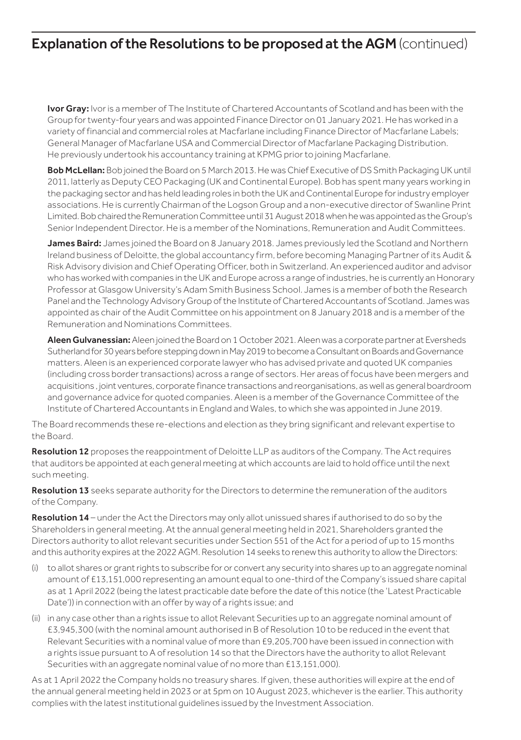## Explanation of the Resolutions to be proposed at the AGM (continued)

**Ivor Gray:** Ivor is a member of The Institute of Chartered Accountants of Scotland and has been with the Group for twenty-four years and was appointed Finance Director on 01 January 2021. He has worked in a variety of financial and commercial roles at Macfarlane including Finance Director of Macfarlane Labels; General Manager of Macfarlane USA and Commercial Director of Macfarlane Packaging Distribution. He previously undertook his accountancy training at KPMG prior to joining Macfarlane.

**Bob McLellan:** Bob joined the Board on 5 March 2013. He was Chief Executive of DS Smith Packaging UK until 2011, latterly as Deputy CEO Packaging (UK and Continental Europe). Bob has spent many years working in the packaging sector and has held leading roles in both the UK and Continental Europe for industry employer associations. He is currently Chairman of the Logson Group and a non-executive director of Swanline Print Limited. Bob chaired the Remuneration Committee until 31 August 2018 when he was appointed as the Group's Senior Independent Director. He is a member of the Nominations, Remuneration and Audit Committees.

**James Baird:** James joined the Board on 8 January 2018. James previously led the Scotland and Northern Ireland business of Deloitte, the global accountancy firm, before becoming Managing Partner of its Audit & Risk Advisory division and Chief Operating Officer, both in Switzerland. An experienced auditor and advisor who has worked with companies in the UK and Europe across a range of industries, he is currently an Honorary Professor at Glasgow University's Adam Smith Business School. James is a member of both the Research Panel and the Technology Advisory Group of the Institute of Chartered Accountants of Scotland. James was appointed as chair of the Audit Committee on his appointment on 8 January 2018 and is a member of the Remuneration and Nominations Committees.

**Aleen Gulvanessian:** Aleen joined the Board on 1 October 2021. Aleen was a corporate partner at Eversheds Sutherland for 30 years before stepping down in May 2019 to become a Consultant on Boards and Governance matters. Aleen is an experienced corporate lawyer who has advised private and quoted UK companies (including cross border transactions) across a range of sectors. Her areas of focus have been mergers and acquisitions , joint ventures, corporate finance transactions and reorganisations, as well as general boardroom and governance advice for quoted companies. Aleen is a member of the Governance Committee of the Institute of Chartered Accountants in England and Wales, to which she was appointed in June 2019.

The Board recommends these re-elections and election as they bring significant and relevant expertise to the Board.

**Resolution 12** proposes the reappointment of Deloitte LLP as auditors of the Company. The Act requires that auditors be appointed at each general meeting at which accounts are laid to hold office until the next such meeting.

**Resolution 13** seeks separate authority for the Directors to determine the remuneration of the auditors of the Company.

**Resolution 14** – under the Act the Directors may only allot unissued shares if authorised to do so by the Shareholders in general meeting. At the annual general meeting held in 2021, Shareholders granted the Directors authority to allot relevant securities under Section 551 of the Act for a period of up to 15 months and this authority expires at the 2022 AGM. Resolution 14 seeks to renew this authority to allow the Directors:

(i) to allot shares or grant rights to subscribe for or convert any security into shares up to an aggregate nominal amount of £13,151,000 representing an amount equal to one-third of the Company's issued share capital as at 1 April 2022 (being the latest practicable date before the date of this notice (the 'Latest Practicable Date')) in connection with an offer by way of a rights issue; and

(ii) in any case other than a rights issue to allot Relevant Securities up to an aggregate nominal amount of £3,945,300 (with the nominal amount authorised in B of Resolution 10 to be reduced in the event that Relevant Securities with a nominal value of more than £9,205,700 have been issued in connection with a rights issue pursuant to A of resolution 14 so that the Directors have the authority to allot Relevant Securities with an aggregate nominal value of no more than £13,151,000).

As at 1 April 2022 the Company holds no treasury shares. If given, these authorities will expire at the end of the annual general meeting held in 2023 or at 5pm on 10 August 2023, whichever is the earlier. This authority complies with the latest institutional guidelines issued by the Investment Association.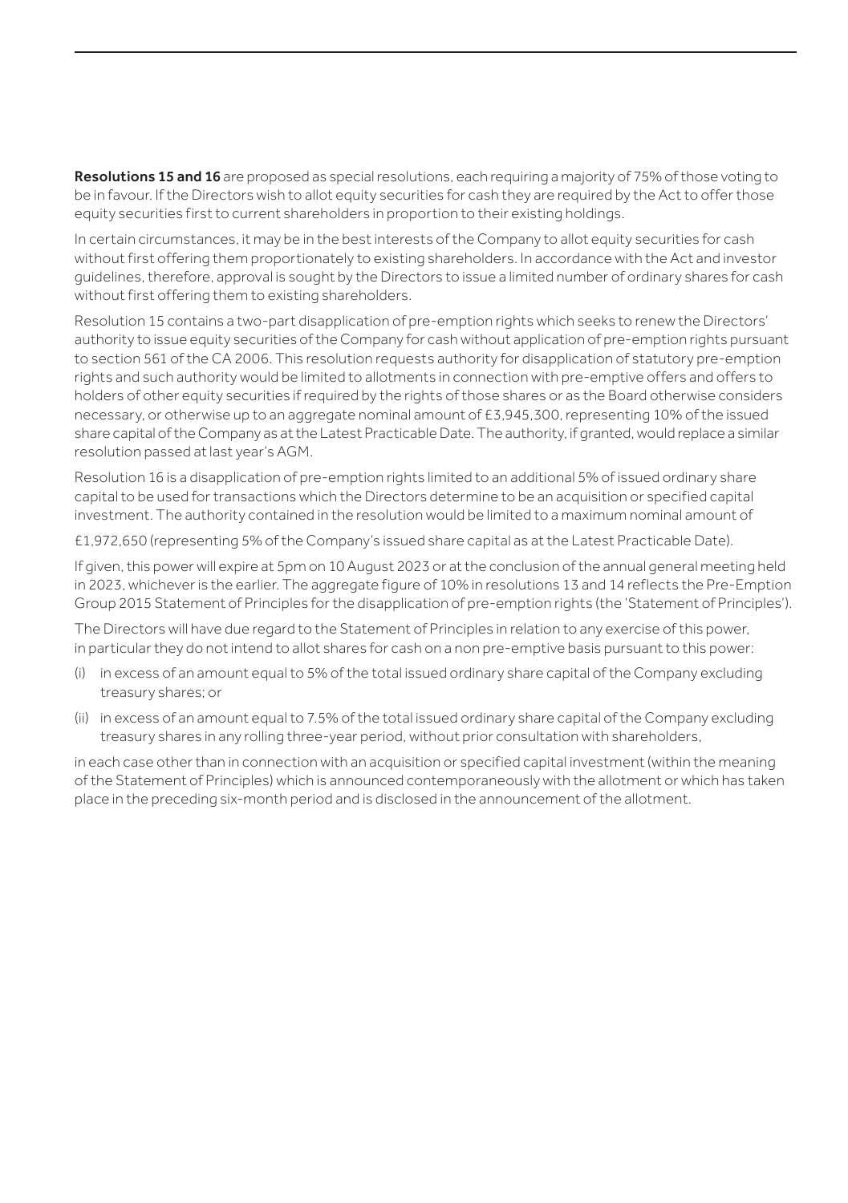**Resolutions 15 and 16** are proposed as special resolutions, each requiring a majority of 75% of those voting to be in favour. If the Directors wish to allot equity securities for cash they are required by the Act to offer those equity securities first to current shareholders in proportion to their existing holdings.

In certain circumstances, it may be in the best interests of the Company to allot equity securities for cash without first offering them proportionately to existing shareholders. In accordance with the Act and investor guidelines, therefore, approval is sought by the Directors to issue a limited number of ordinary shares for cash without first offering them to existing shareholders.

Resolution 15 contains a two-part disapplication of pre-emption rights which seeks to renew the Directors' authority to issue equity securities of the Company for cash without application of pre-emption rights pursuant to section 561 of the CA 2006. This resolution requests authority for disapplication of statutory pre-emption rights and such authority would be limited to allotments in connection with pre-emptive offers and offers to holders of other equity securities if required by the rights of those shares or as the Board otherwise considers necessary, or otherwise up to an aggregate nominal amount of £3,945,300, representing 10% of the issued share capital of the Company as at the Latest Practicable Date. The authority, if granted, would replace a similar resolution passed at last year's AGM.

Resolution 16 is a disapplication of pre-emption rights limited to an additional 5% of issued ordinary share capital to be used for transactions which the Directors determine to be an acquisition or specified capital investment. The authority contained in the resolution would be limited to a maximum nominal amount of

£1,972,650 (representing 5% of the Company's issued share capital as at the Latest Practicable Date).

If given, this power will expire at 5pm on 10 August 2023 or at the conclusion of the annual general meeting held in 2023, whichever is the earlier. The aggregate figure of 10% in resolutions 13 and 14 reflects the Pre-Emption Group 2015 Statement of Principles for the disapplication of pre-emption rights (the 'Statement of Principles').

The Directors will have due regard to the Statement of Principles in relation to any exercise of this power, in particular they do not intend to allot shares for cash on a non pre-emptive basis pursuant to this power:

(i) in excess of an amount equal to 5% of the total issued ordinary share capital of the Company excluding treasury shares; or

(ii) in excess of an amount equal to 7.5% of the total issued ordinary share capital of the Company excluding treasury shares in any rolling three-year period, without prior consultation with shareholders,

in each case other than in connection with an acquisition or specified capital investment (within the meaning of the Statement of Principles) which is announced contemporaneously with the allotment or which has taken place in the preceding six-month period and is disclosed in the announcement of the allotment.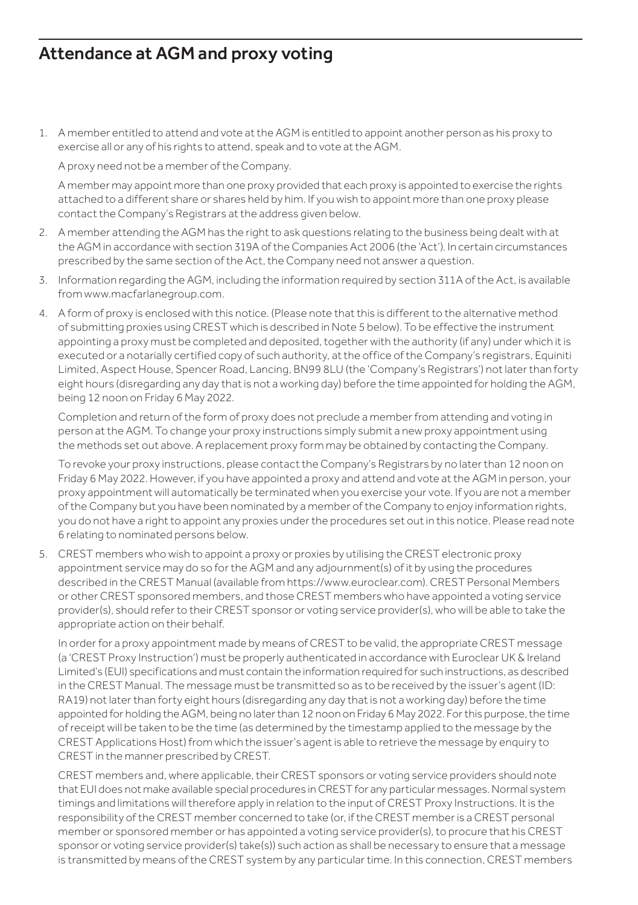## Attendance at AGM and proxy voting

1. A member entitled to attend and vote at the AGM is entitled to appoint another person as his proxy to exercise all or any of his rights to attend, speak and to vote at the AGM.

   A proxy need not be a member of the Company.

   A member may appoint more than one proxy provided that each proxy is appointed to exercise the rights attached to a different share or shares held by him. If you wish to appoint more than one proxy please contact the Company's Registrars at the address given below.

2. A member attending the AGM has the right to ask questions relating to the business being dealt with at the AGM in accordance with section 319A of the Companies Act 2006 (the 'Act'). In certain circumstances prescribed by the same section of the Act, the Company need not answer a question.

3. Information regarding the AGM, including the information required by section 311A of the Act, is available from www.macfarlanegroup.com.

4. A form of proxy is enclosed with this notice. (Please note that this is different to the alternative method of submitting proxies using CREST which is described in Note 5 below). To be effective the instrument appointing a proxy must be completed and deposited, together with the authority (if any) under which it is executed or a notarially certified copy of such authority, at the office of the Company's registrars, Equiniti Limited, Aspect House, Spencer Road, Lancing, BN99 8LU (the 'Company's Registrars') not later than forty eight hours (disregarding any day that is not a working day) before the time appointed for holding the AGM, being 12 noon on Friday 6 May 2022.

   Completion and return of the form of proxy does not preclude a member from attending and voting in person at the AGM. To change your proxy instructions simply submit a new proxy appointment using the methods set out above. A replacement proxy form may be obtained by contacting the Company.

   To revoke your proxy instructions, please contact the Company's Registrars by no later than 12 noon on Friday 6 May 2022. However, if you have appointed a proxy and attend and vote at the AGM in person, your proxy appointment will automatically be terminated when you exercise your vote. If you are not a member of the Company but you have been nominated by a member of the Company to enjoy information rights, you do not have a right to appoint any proxies under the procedures set out in this notice. Please read note 6 relating to nominated persons below.

5. CREST members who wish to appoint a proxy or proxies by utilising the CREST electronic proxy appointment service may do so for the AGM and any adjournment(s) of it by using the procedures described in the CREST Manual (available from https://www.euroclear.com). CREST Personal Members or other CREST sponsored members, and those CREST members who have appointed a voting service provider(s), should refer to their CREST sponsor or voting service provider(s), who will be able to take the appropriate action on their behalf.

   In order for a proxy appointment made by means of CREST to be valid, the appropriate CREST message (a 'CREST Proxy Instruction') must be properly authenticated in accordance with Euroclear UK & Ireland Limited's (EUI) specifications and must contain the information required for such instructions, as described in the CREST Manual. The message must be transmitted so as to be received by the issuer's agent (ID: RA19) not later than forty eight hours (disregarding any day that is not a working day) before the time appointed for holding the AGM, being no later than 12 noon on Friday 6 May 2022. For this purpose, the time of receipt will be taken to be the time (as determined by the timestamp applied to the message by the CREST Applications Host) from which the issuer's agent is able to retrieve the message by enquiry to CREST in the manner prescribed by CREST.

   CREST members and, where applicable, their CREST sponsors or voting service providers should note that EUI does not make available special procedures in CREST for any particular messages. Normal system timings and limitations will therefore apply in relation to the input of CREST Proxy Instructions. It is the responsibility of the CREST member concerned to take (or, if the CREST member is a CREST personal member or sponsored member or has appointed a voting service provider(s), to procure that his CREST sponsor or voting service provider(s) take(s)) such action as shall be necessary to ensure that a message is transmitted by means of the CREST system by any particular time. In this connection, CREST members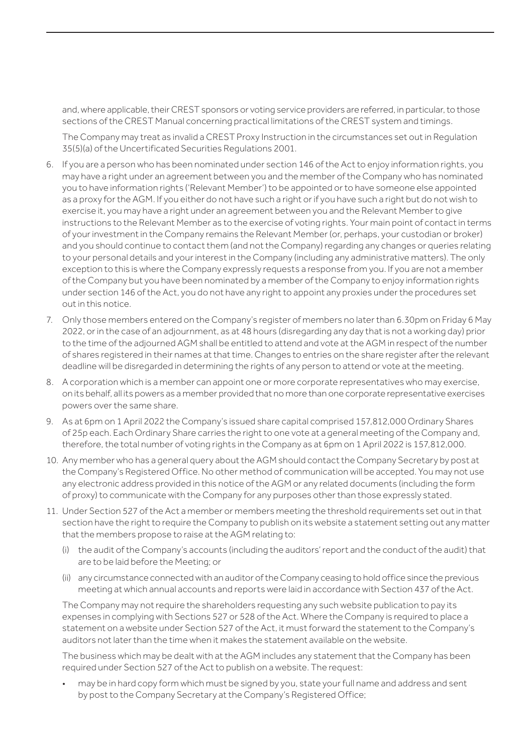and, where applicable, their CREST sponsors or voting service providers are referred, in particular, to those sections of the CREST Manual concerning practical limitations of the CREST system and timings.

The Company may treat as invalid a CREST Proxy Instruction in the circumstances set out in Regulation 35(5)(a) of the Uncertificated Securities Regulations 2001.

6. If you are a person who has been nominated under section 146 of the Act to enjoy information rights, you may have a right under an agreement between you and the member of the Company who has nominated you to have information rights ('Relevant Member') to be appointed or to have someone else appointed as a proxy for the AGM. If you either do not have such a right or if you have such a right but do not wish to exercise it, you may have a right under an agreement between you and the Relevant Member to give instructions to the Relevant Member as to the exercise of voting rights. Your main point of contact in terms of your investment in the Company remains the Relevant Member (or, perhaps, your custodian or broker) and you should continue to contact them (and not the Company) regarding any changes or queries relating to your personal details and your interest in the Company (including any administrative matters). The only exception to this is where the Company expressly requests a response from you. If you are not a member of the Company but you have been nominated by a member of the Company to enjoy information rights under section 146 of the Act, you do not have any right to appoint any proxies under the procedures set out in this notice.

7. Only those members entered on the Company's register of members no later than 6.30pm on Friday 6 May 2022, or in the case of an adjournment, as at 48 hours (disregarding any day that is not a working day) prior to the time of the adjourned AGM shall be entitled to attend and vote at the AGM in respect of the number of shares registered in their names at that time. Changes to entries on the share register after the relevant deadline will be disregarded in determining the rights of any person to attend or vote at the meeting.

8. A corporation which is a member can appoint one or more corporate representatives who may exercise, on its behalf, all its powers as a member provided that no more than one corporate representative exercises powers over the same share.

9. As at 6pm on 1 April 2022 the Company's issued share capital comprised 157,812,000 Ordinary Shares of 25p each. Each Ordinary Share carries the right to one vote at a general meeting of the Company and, therefore, the total number of voting rights in the Company as at 6pm on 1 April 2022 is 157,812,000.

10. Any member who has a general query about the AGM should contact the Company Secretary by post at the Company's Registered Office. No other method of communication will be accepted. You may not use any electronic address provided in this notice of the AGM or any related documents (including the form of proxy) to communicate with the Company for any purposes other than those expressly stated.

11. Under Section 527 of the Act a member or members meeting the threshold requirements set out in that section have the right to require the Company to publish on its website a statement setting out any matter that the members propose to raise at the AGM relating to:

    (i) the audit of the Company's accounts (including the auditors' report and the conduct of the audit) that are to be laid before the Meeting; or

    (ii) any circumstance connected with an auditor of the Company ceasing to hold office since the previous meeting at which annual accounts and reports were laid in accordance with Section 437 of the Act.

    The Company may not require the shareholders requesting any such website publication to pay its expenses in complying with Sections 527 or 528 of the Act. Where the Company is required to place a statement on a website under Section 527 of the Act, it must forward the statement to the Company's auditors not later than the time when it makes the statement available on the website.

    The business which may be dealt with at the AGM includes any statement that the Company has been required under Section 527 of the Act to publish on a website. The request:

    - may be in hard copy form which must be signed by you, state your full name and address and sent by post to the Company Secretary at the Company's Registered Office;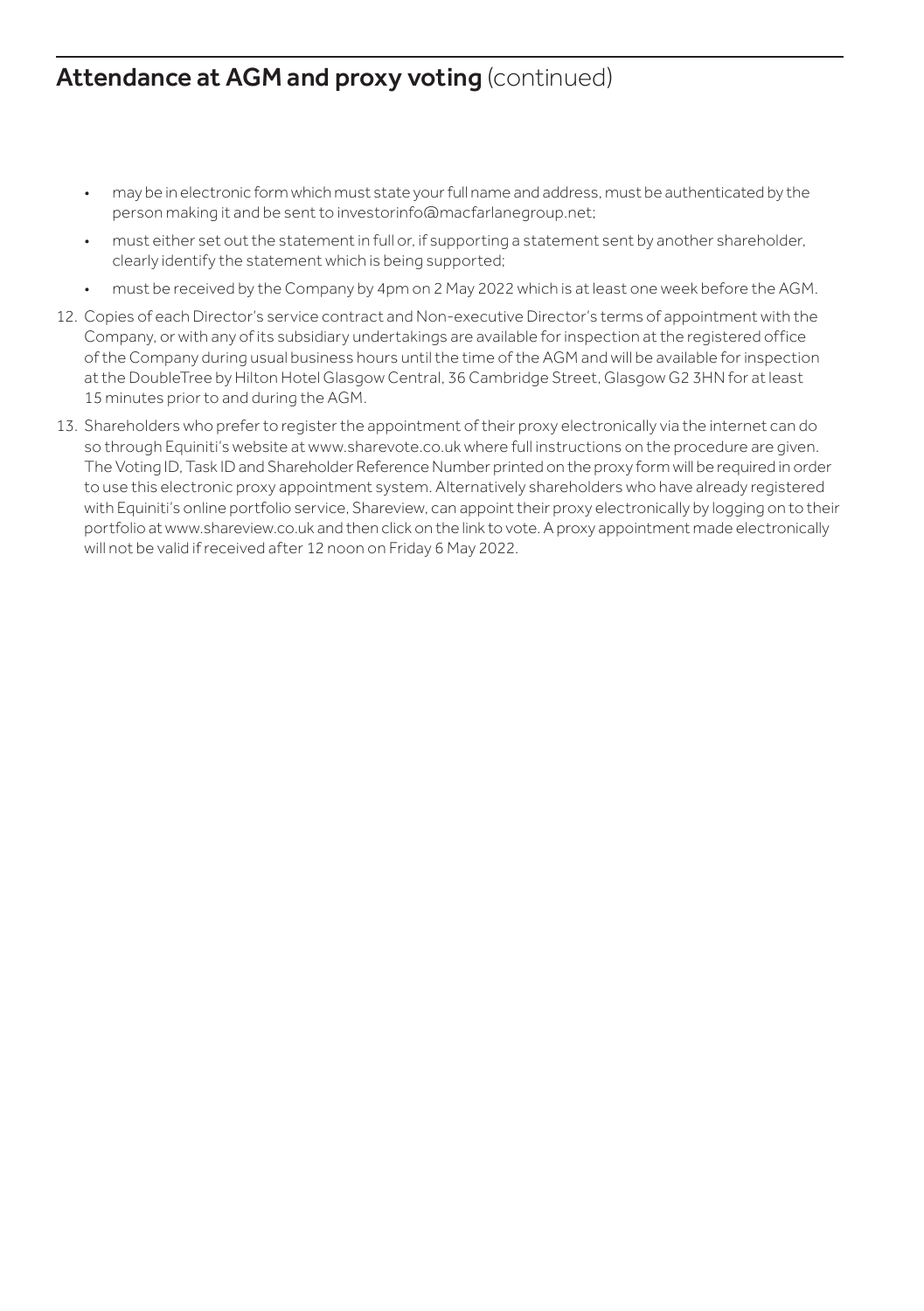## Attendance at AGM and proxy voting (continued)

- may be in electronic form which must state your full name and address, must be authenticated by the person making it and be sent to investorinfo@macfarlanegroup.net;
- must either set out the statement in full or, if supporting a statement sent by another shareholder, clearly identify the statement which is being supported;
- must be received by the Company by 4pm on 2 May 2022 which is at least one week before the AGM.

12. Copies of each Director's service contract and Non-executive Director's terms of appointment with the Company, or with any of its subsidiary undertakings are available for inspection at the registered office of the Company during usual business hours until the time of the AGM and will be available for inspection at the DoubleTree by Hilton Hotel Glasgow Central, 36 Cambridge Street, Glasgow G2 3HN for at least 15 minutes prior to and during the AGM.
13. Shareholders who prefer to register the appointment of their proxy electronically via the internet can do so through Equiniti's website at www.sharevote.co.uk where full instructions on the procedure are given. The Voting ID, Task ID and Shareholder Reference Number printed on the proxy form will be required in order to use this electronic proxy appointment system. Alternatively shareholders who have already registered with Equiniti's online portfolio service, Shareview, can appoint their proxy electronically by logging on to their portfolio at www.shareview.co.uk and then click on the link to vote. A proxy appointment made electronically will not be valid if received after 12 noon on Friday 6 May 2022.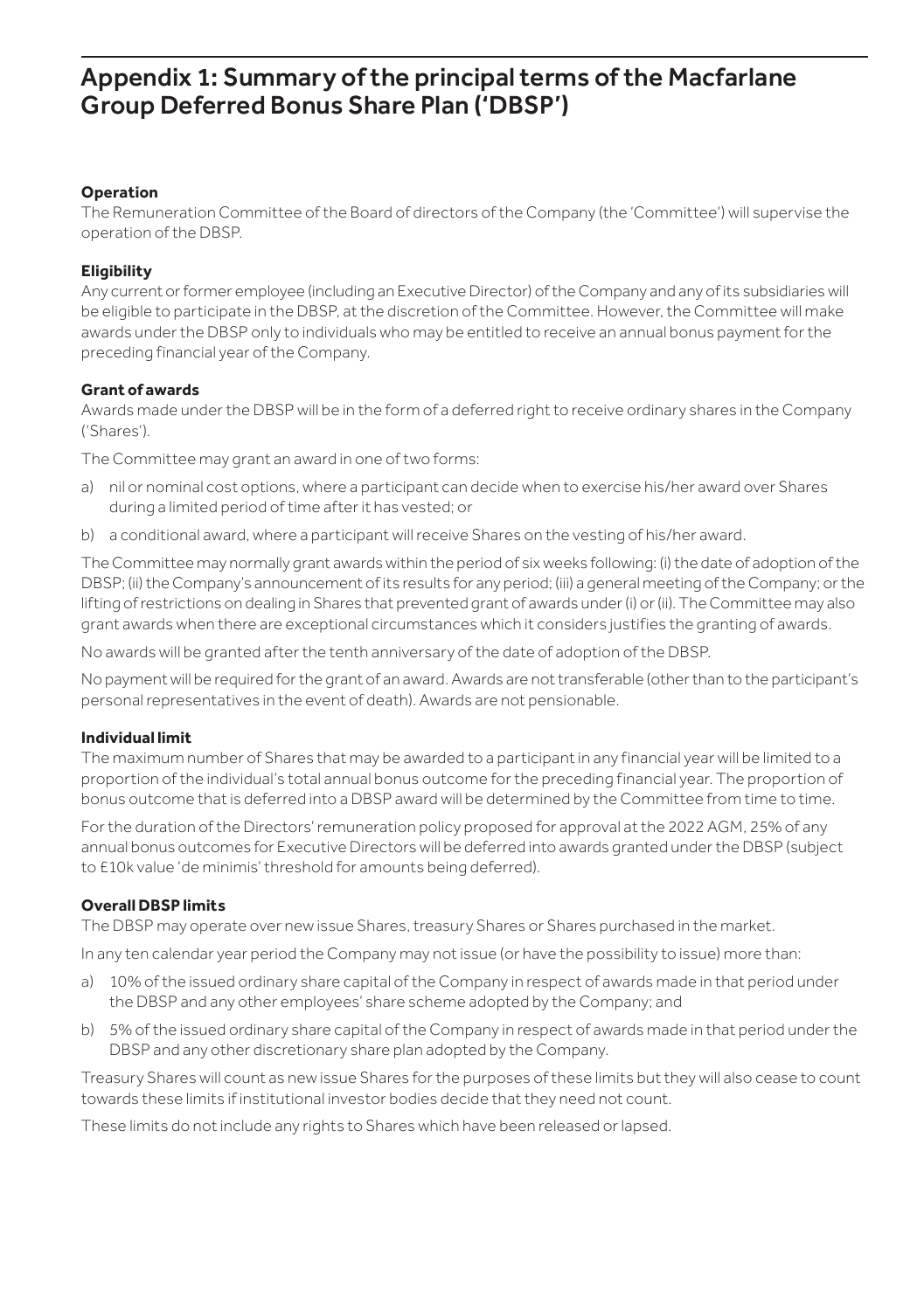# Appendix 1: Summary of the principal terms of the Macfarlane Group Deferred Bonus Share Plan ('DBSP')

**Operation**

The Remuneration Committee of the Board of directors of the Company (the 'Committee') will supervise the operation of the DBSP.

**Eligibility**

Any current or former employee (including an Executive Director) of the Company and any of its subsidiaries will be eligible to participate in the DBSP, at the discretion of the Committee. However, the Committee will make awards under the DBSP only to individuals who may be entitled to receive an annual bonus payment for the preceding financial year of the Company.

**Grant of awards**

Awards made under the DBSP will be in the form of a deferred right to receive ordinary shares in the Company ('Shares').

The Committee may grant an award in one of two forms:

a) nil or nominal cost options, where a participant can decide when to exercise his/her award over Shares during a limited period of time after it has vested; or

b) a conditional award, where a participant will receive Shares on the vesting of his/her award.

The Committee may normally grant awards within the period of six weeks following: (i) the date of adoption of the DBSP; (ii) the Company's announcement of its results for any period; (iii) a general meeting of the Company; or the lifting of restrictions on dealing in Shares that prevented grant of awards under (i) or (ii). The Committee may also grant awards when there are exceptional circumstances which it considers justifies the granting of awards.

No awards will be granted after the tenth anniversary of the date of adoption of the DBSP.

No payment will be required for the grant of an award. Awards are not transferable (other than to the participant's personal representatives in the event of death). Awards are not pensionable.

**Individual limit**

The maximum number of Shares that may be awarded to a participant in any financial year will be limited to a proportion of the individual's total annual bonus outcome for the preceding financial year. The proportion of bonus outcome that is deferred into a DBSP award will be determined by the Committee from time to time.

For the duration of the Directors' remuneration policy proposed for approval at the 2022 AGM, 25% of any annual bonus outcomes for Executive Directors will be deferred into awards granted under the DBSP (subject to £10k value 'de minimis' threshold for amounts being deferred).

**Overall DBSP limits**

The DBSP may operate over new issue Shares, treasury Shares or Shares purchased in the market.

In any ten calendar year period the Company may not issue (or have the possibility to issue) more than:

a) 10% of the issued ordinary share capital of the Company in respect of awards made in that period under the DBSP and any other employees' share scheme adopted by the Company; and

b) 5% of the issued ordinary share capital of the Company in respect of awards made in that period under the DBSP and any other discretionary share plan adopted by the Company.

Treasury Shares will count as new issue Shares for the purposes of these limits but they will also cease to count towards these limits if institutional investor bodies decide that they need not count.

These limits do not include any rights to Shares which have been released or lapsed.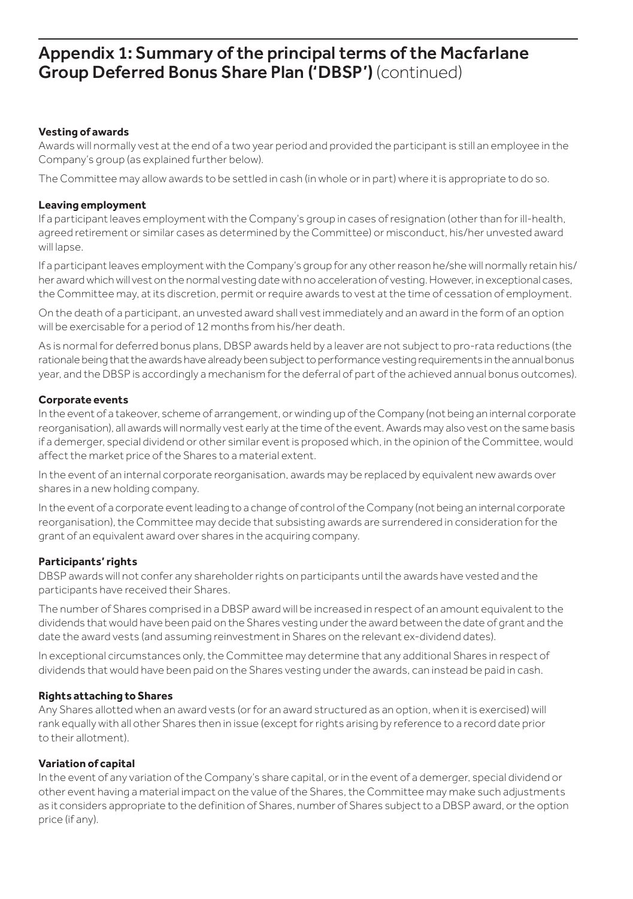# Appendix 1: Summary of the principal terms of the Macfarlane Group Deferred Bonus Share Plan ('DBSP') (continued)

**Vesting of awards**

Awards will normally vest at the end of a two year period and provided the participant is still an employee in the Company's group (as explained further below).

The Committee may allow awards to be settled in cash (in whole or in part) where it is appropriate to do so.

**Leaving employment**

If a participant leaves employment with the Company's group in cases of resignation (other than for ill-health, agreed retirement or similar cases as determined by the Committee) or misconduct, his/her unvested award will lapse.

If a participant leaves employment with the Company's group for any other reason he/she will normally retain his/her award which will vest on the normal vesting date with no acceleration of vesting. However, in exceptional cases, the Committee may, at its discretion, permit or require awards to vest at the time of cessation of employment.

On the death of a participant, an unvested award shall vest immediately and an award in the form of an option will be exercisable for a period of 12 months from his/her death.

As is normal for deferred bonus plans, DBSP awards held by a leaver are not subject to pro-rata reductions (the rationale being that the awards have already been subject to performance vesting requirements in the annual bonus year, and the DBSP is accordingly a mechanism for the deferral of part of the achieved annual bonus outcomes).

**Corporate events**

In the event of a takeover, scheme of arrangement, or winding up of the Company (not being an internal corporate reorganisation), all awards will normally vest early at the time of the event. Awards may also vest on the same basis if a demerger, special dividend or other similar event is proposed which, in the opinion of the Committee, would affect the market price of the Shares to a material extent.

In the event of an internal corporate reorganisation, awards may be replaced by equivalent new awards over shares in a new holding company.

In the event of a corporate event leading to a change of control of the Company (not being an internal corporate reorganisation), the Committee may decide that subsisting awards are surrendered in consideration for the grant of an equivalent award over shares in the acquiring company.

**Participants' rights**

DBSP awards will not confer any shareholder rights on participants until the awards have vested and the participants have received their Shares.

The number of Shares comprised in a DBSP award will be increased in respect of an amount equivalent to the dividends that would have been paid on the Shares vesting under the award between the date of grant and the date the award vests (and assuming reinvestment in Shares on the relevant ex-dividend dates).

In exceptional circumstances only, the Committee may determine that any additional Shares in respect of dividends that would have been paid on the Shares vesting under the awards, can instead be paid in cash.

**Rights attaching to Shares**

Any Shares allotted when an award vests (or for an award structured as an option, when it is exercised) will rank equally with all other Shares then in issue (except for rights arising by reference to a record date prior to their allotment).

**Variation of capital**

In the event of any variation of the Company's share capital, or in the event of a demerger, special dividend or other event having a material impact on the value of the Shares, the Committee may make such adjustments as it considers appropriate to the definition of Shares, number of Shares subject to a DBSP award, or the option price (if any).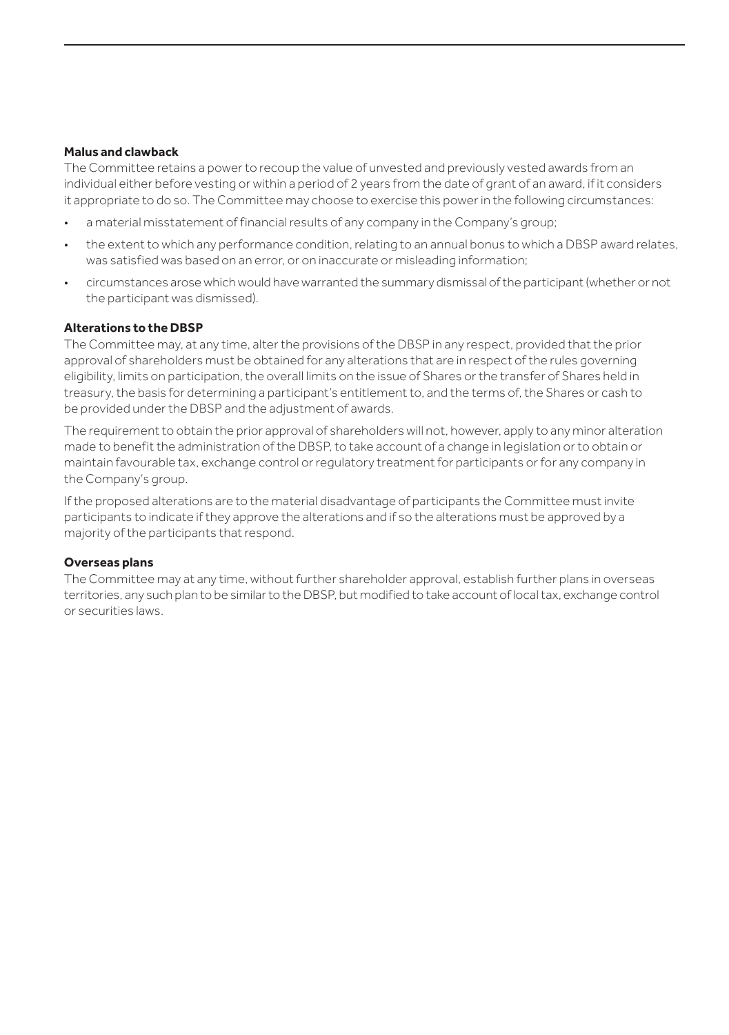**Malus and clawback**

The Committee retains a power to recoup the value of unvested and previously vested awards from an individual either before vesting or within a period of 2 years from the date of grant of an award, if it considers it appropriate to do so. The Committee may choose to exercise this power in the following circumstances:

- a material misstatement of financial results of any company in the Company's group;
- the extent to which any performance condition, relating to an annual bonus to which a DBSP award relates, was satisfied was based on an error, or on inaccurate or misleading information;
- circumstances arose which would have warranted the summary dismissal of the participant (whether or not the participant was dismissed).

**Alterations to the DBSP**

The Committee may, at any time, alter the provisions of the DBSP in any respect, provided that the prior approval of shareholders must be obtained for any alterations that are in respect of the rules governing eligibility, limits on participation, the overall limits on the issue of Shares or the transfer of Shares held in treasury, the basis for determining a participant's entitlement to, and the terms of, the Shares or cash to be provided under the DBSP and the adjustment of awards.

The requirement to obtain the prior approval of shareholders will not, however, apply to any minor alteration made to benefit the administration of the DBSP, to take account of a change in legislation or to obtain or maintain favourable tax, exchange control or regulatory treatment for participants or for any company in the Company's group.

If the proposed alterations are to the material disadvantage of participants the Committee must invite participants to indicate if they approve the alterations and if so the alterations must be approved by a majority of the participants that respond.

**Overseas plans**

The Committee may at any time, without further shareholder approval, establish further plans in overseas territories, any such plan to be similar to the DBSP, but modified to take account of local tax, exchange control or securities laws.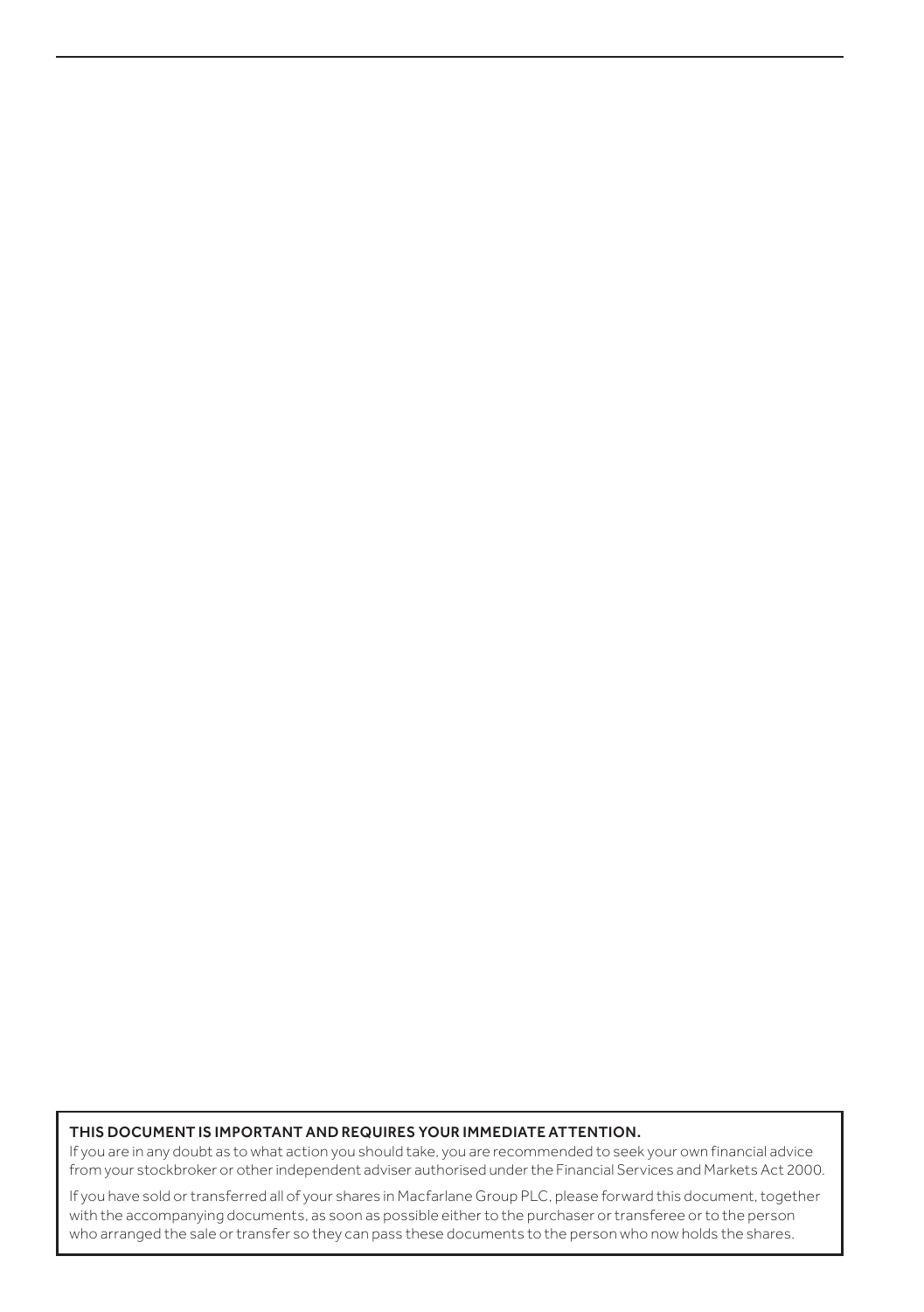**THIS DOCUMENT IS IMPORTANT AND REQUIRES YOUR IMMEDIATE ATTENTION.**

If you are in any doubt as to what action you should take, you are recommended to seek your own financial advice from your stockbroker or other independent adviser authorised under the Financial Services and Markets Act 2000.

If you have sold or transferred all of your shares in Macfarlane Group PLC, please forward this document, together with the accompanying documents, as soon as possible either to the purchaser or transferee or to the person who arranged the sale or transfer so they can pass these documents to the person who now holds the shares.